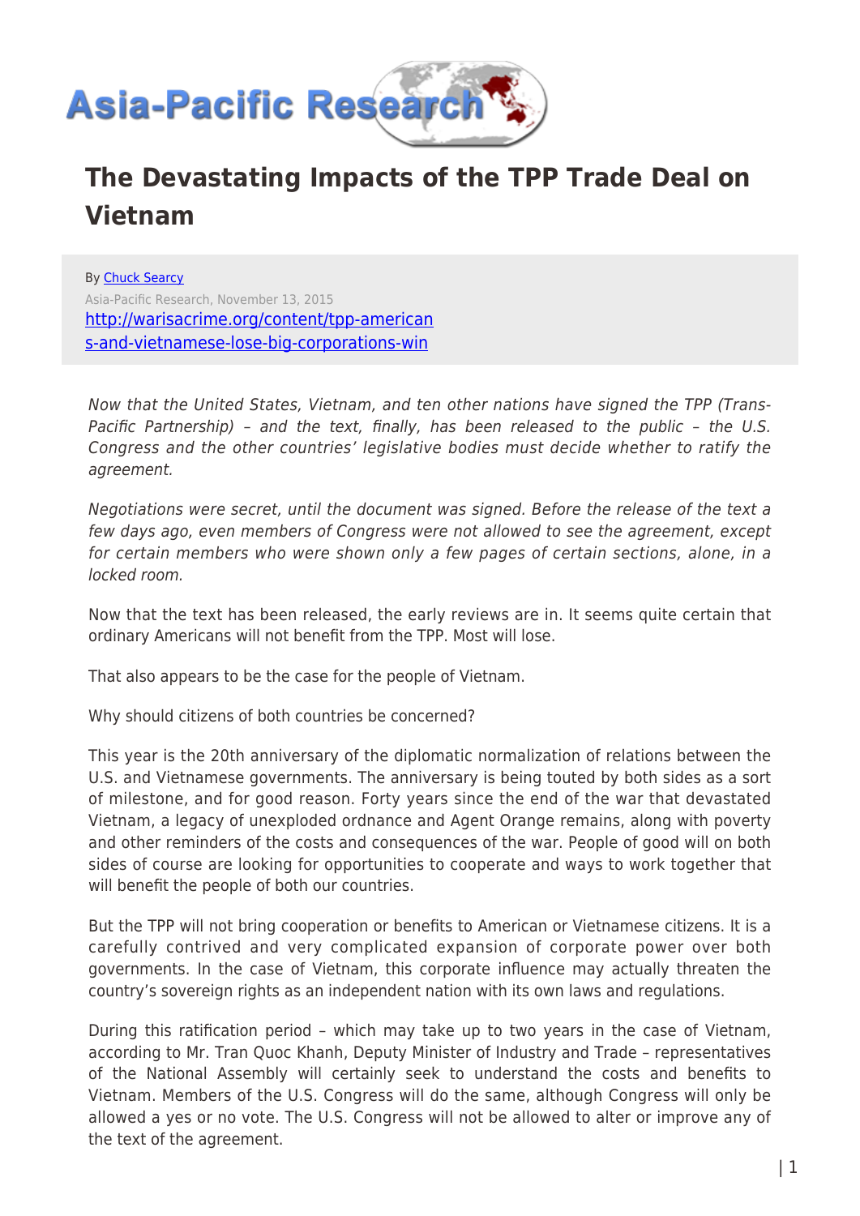# The Devastating Impacts of the TPP Trade Deal on Vietnam

By Chuck Searcy

Asia-Pacific Research, November 13, 2015

http://warisacrime.org/content/tpp-americans-and-vietnamese-lose-big-corporations-win

*Now that the United States, Vietnam, and ten other nations have signed the TPP (Trans-Pacific Partnership) – and the text, finally, has been released to the public – the U.S. Congress and the other countries' legislative bodies must decide whether to ratify the agreement.*

*Negotiations were secret, until the document was signed. Before the release of the text a few days ago, even members of Congress were not allowed to see the agreement, except for certain members who were shown only a few pages of certain sections, alone, in a locked room.*

Now that the text has been released, the early reviews are in. It seems quite certain that ordinary Americans will not benefit from the TPP. Most will lose.

That also appears to be the case for the people of Vietnam.

Why should citizens of both countries be concerned?

This year is the 20th anniversary of the diplomatic normalization of relations between the U.S. and Vietnamese governments. The anniversary is being touted by both sides as a sort of milestone, and for good reason. Forty years since the end of the war that devastated Vietnam, a legacy of unexploded ordnance and Agent Orange remains, along with poverty and other reminders of the costs and consequences of the war. People of good will on both sides of course are looking for opportunities to cooperate and ways to work together that will benefit the people of both our countries.

But the TPP will not bring cooperation or benefits to American or Vietnamese citizens. It is a carefully contrived and very complicated expansion of corporate power over both governments. In the case of Vietnam, this corporate influence may actually threaten the country's sovereign rights as an independent nation with its own laws and regulations.

During this ratification period – which may take up to two years in the case of Vietnam, according to Mr. Tran Quoc Khanh, Deputy Minister of Industry and Trade – representatives of the National Assembly will certainly seek to understand the costs and benefits to Vietnam. Members of the U.S. Congress will do the same, although Congress will only be allowed a yes or no vote. The U.S. Congress will not be allowed to alter or improve any of the text of the agreement.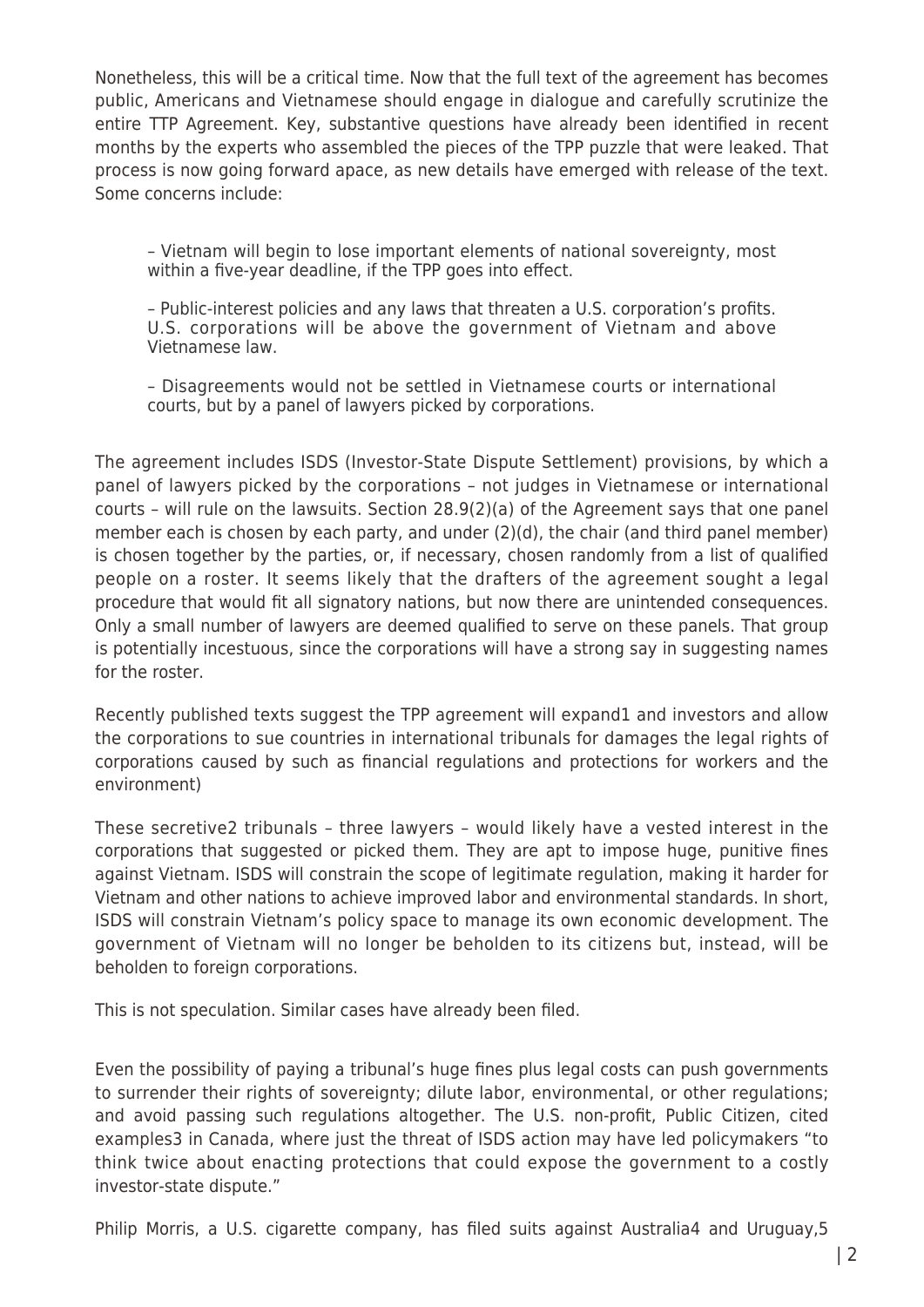Nonetheless, this will be a critical time. Now that the full text of the agreement has becomes public, Americans and Vietnamese should engage in dialogue and carefully scrutinize the entire TTP Agreement. Key, substantive questions have already been identified in recent months by the experts who assembled the pieces of the TPP puzzle that were leaked. That process is now going forward apace, as new details have emerged with release of the text. Some concerns include:

> – Vietnam will begin to lose important elements of national sovereignty, most within a five-year deadline, if the TPP goes into effect.
>
> – Public-interest policies and any laws that threaten a U.S. corporation's profits. U.S. corporations will be above the government of Vietnam and above Vietnamese law.
>
> – Disagreements would not be settled in Vietnamese courts or international courts, but by a panel of lawyers picked by corporations.

The agreement includes ISDS (Investor-State Dispute Settlement) provisions, by which a panel of lawyers picked by the corporations – not judges in Vietnamese or international courts – will rule on the lawsuits. Section 28.9(2)(a) of the Agreement says that one panel member each is chosen by each party, and under (2)(d), the chair (and third panel member) is chosen together by the parties, or, if necessary, chosen randomly from a list of qualified people on a roster. It seems likely that the drafters of the agreement sought a legal procedure that would fit all signatory nations, but now there are unintended consequences. Only a small number of lawyers are deemed qualified to serve on these panels. That group is potentially incestuous, since the corporations will have a strong say in suggesting names for the roster.

Recently published texts suggest the TPP agreement will expand[1] and investors and allow the corporations to sue countries in international tribunals for damages the legal rights of corporations caused by such as financial regulations and protections for workers and the environment)

These secretive[2] tribunals – three lawyers – would likely have a vested interest in the corporations that suggested or picked them. They are apt to impose huge, punitive fines against Vietnam. ISDS will constrain the scope of legitimate regulation, making it harder for Vietnam and other nations to achieve improved labor and environmental standards. In short, ISDS will constrain Vietnam's policy space to manage its own economic development. The government of Vietnam will no longer be beholden to its citizens but, instead, will be beholden to foreign corporations.

This is not speculation. Similar cases have already been filed.

Even the possibility of paying a tribunal's huge fines plus legal costs can push governments to surrender their rights of sovereignty; dilute labor, environmental, or other regulations; and avoid passing such regulations altogether. The U.S. non-profit, Public Citizen, cited examples[3] in Canada, where just the threat of ISDS action may have led policymakers "to think twice about enacting protections that could expose the government to a costly investor-state dispute."

Philip Morris, a U.S. cigarette company, has filed suits against Australia[4] and Uruguay,[5]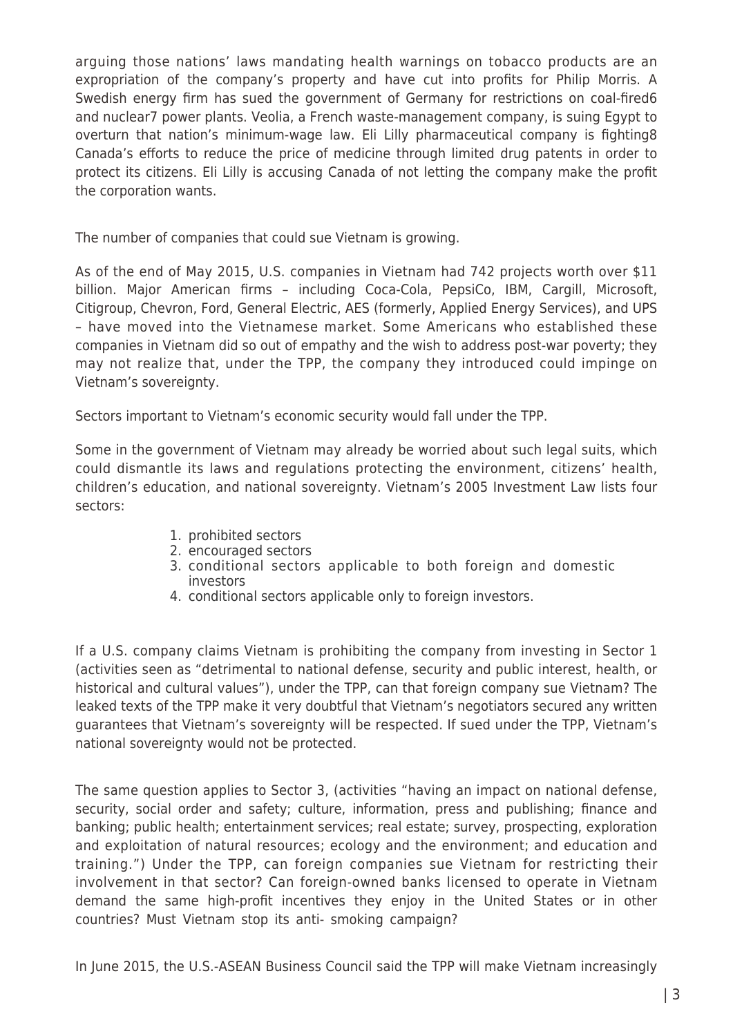arguing those nations' laws mandating health warnings on tobacco products are an expropriation of the company's property and have cut into profits for Philip Morris. A Swedish energy firm has sued the government of Germany for restrictions on coal-fired[6] and nuclear[7] power plants. Veolia, a French waste-management company, is suing Egypt to overturn that nation's minimum-wage law. Eli Lilly pharmaceutical company is fighting[8] Canada's efforts to reduce the price of medicine through limited drug patents in order to protect its citizens. Eli Lilly is accusing Canada of not letting the company make the profit the corporation wants.

The number of companies that could sue Vietnam is growing.

As of the end of May 2015, U.S. companies in Vietnam had 742 projects worth over $11 billion. Major American firms – including Coca-Cola, PepsiCo, IBM, Cargill, Microsoft, Citigroup, Chevron, Ford, General Electric, AES (formerly, Applied Energy Services), and UPS – have moved into the Vietnamese market. Some Americans who established these companies in Vietnam did so out of empathy and the wish to address post-war poverty; they may not realize that, under the TPP, the company they introduced could impinge on Vietnam's sovereignty.

Sectors important to Vietnam's economic security would fall under the TPP.

Some in the government of Vietnam may already be worried about such legal suits, which could dismantle its laws and regulations protecting the environment, citizens' health, children's education, and national sovereignty. Vietnam's 2005 Investment Law lists four sectors:

1. prohibited sectors
2. encouraged sectors
3. conditional sectors applicable to both foreign and domestic investors
4. conditional sectors applicable only to foreign investors.

If a U.S. company claims Vietnam is prohibiting the company from investing in Sector 1 (activities seen as "detrimental to national defense, security and public interest, health, or historical and cultural values"), under the TPP, can that foreign company sue Vietnam? The leaked texts of the TPP make it very doubtful that Vietnam's negotiators secured any written guarantees that Vietnam's sovereignty will be respected. If sued under the TPP, Vietnam's national sovereignty would not be protected.

The same question applies to Sector 3, (activities "having an impact on national defense, security, social order and safety; culture, information, press and publishing; finance and banking; public health; entertainment services; real estate; survey, prospecting, exploration and exploitation of natural resources; ecology and the environment; and education and training.") Under the TPP, can foreign companies sue Vietnam for restricting their involvement in that sector? Can foreign-owned banks licensed to operate in Vietnam demand the same high-profit incentives they enjoy in the United States or in other countries? Must Vietnam stop its anti- smoking campaign?

In June 2015, the U.S.-ASEAN Business Council said the TPP will make Vietnam increasingly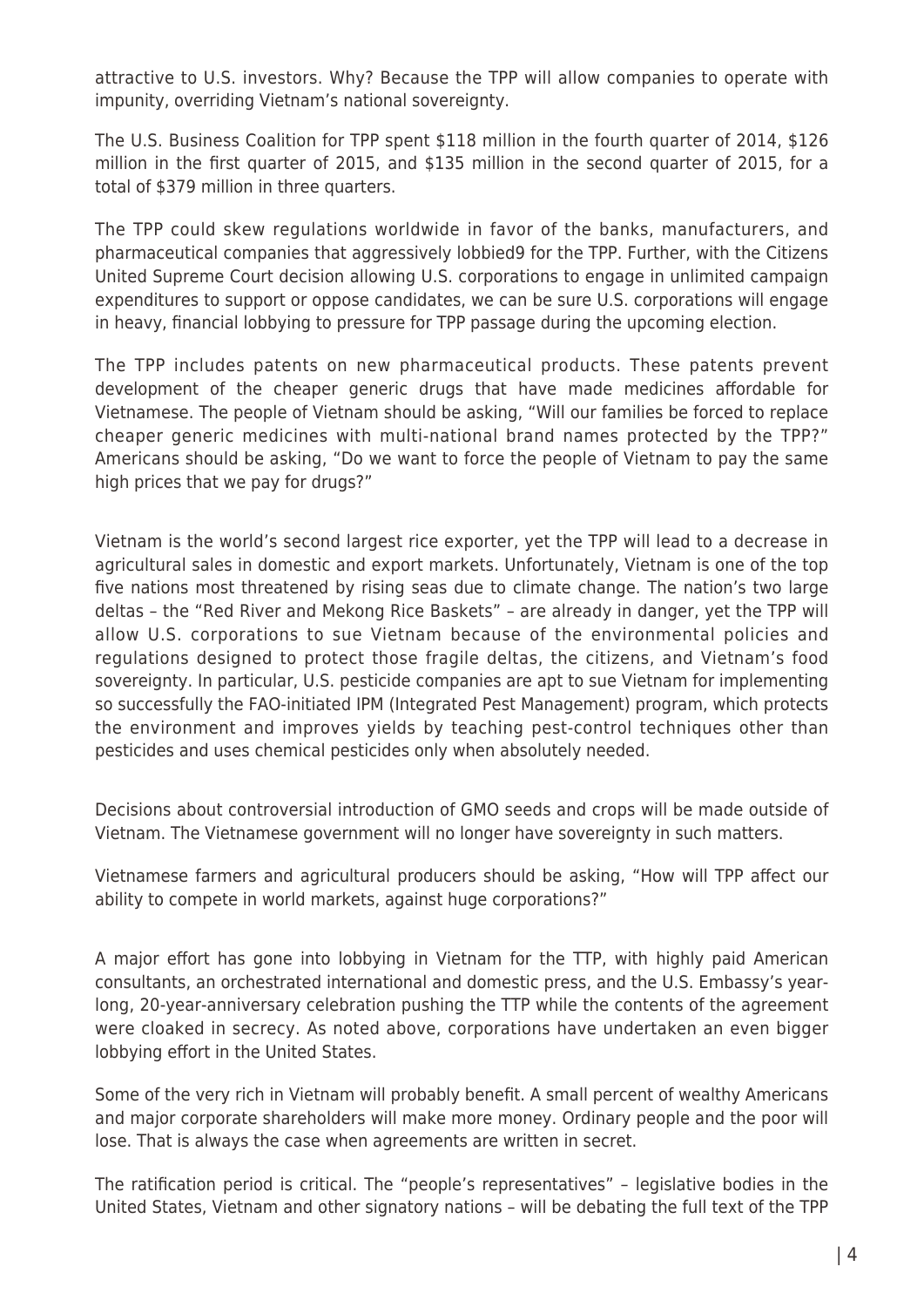attractive to U.S. investors. Why? Because the TPP will allow companies to operate with impunity, overriding Vietnam's national sovereignty.

The U.S. Business Coalition for TPP spent $118 million in the fourth quarter of 2014, $126 million in the first quarter of 2015, and $135 million in the second quarter of 2015, for a total of $379 million in three quarters.

The TPP could skew regulations worldwide in favor of the banks, manufacturers, and pharmaceutical companies that aggressively lobbied[9] for the TPP. Further, with the Citizens United Supreme Court decision allowing U.S. corporations to engage in unlimited campaign expenditures to support or oppose candidates, we can be sure U.S. corporations will engage in heavy, financial lobbying to pressure for TPP passage during the upcoming election.

The TPP includes patents on new pharmaceutical products. These patents prevent development of the cheaper generic drugs that have made medicines affordable for Vietnamese. The people of Vietnam should be asking, "Will our families be forced to replace cheaper generic medicines with multi-national brand names protected by the TPP?" Americans should be asking, "Do we want to force the people of Vietnam to pay the same high prices that we pay for drugs?"

Vietnam is the world's second largest rice exporter, yet the TPP will lead to a decrease in agricultural sales in domestic and export markets. Unfortunately, Vietnam is one of the top five nations most threatened by rising seas due to climate change. The nation's two large deltas – the "Red River and Mekong Rice Baskets" – are already in danger, yet the TPP will allow U.S. corporations to sue Vietnam because of the environmental policies and regulations designed to protect those fragile deltas, the citizens, and Vietnam's food sovereignty. In particular, U.S. pesticide companies are apt to sue Vietnam for implementing so successfully the FAO-initiated IPM (Integrated Pest Management) program, which protects the environment and improves yields by teaching pest-control techniques other than pesticides and uses chemical pesticides only when absolutely needed.

Decisions about controversial introduction of GMO seeds and crops will be made outside of Vietnam. The Vietnamese government will no longer have sovereignty in such matters.

Vietnamese farmers and agricultural producers should be asking, "How will TPP affect our ability to compete in world markets, against huge corporations?"

A major effort has gone into lobbying in Vietnam for the TTP, with highly paid American consultants, an orchestrated international and domestic press, and the U.S. Embassy's year-long, 20-year-anniversary celebration pushing the TTP while the contents of the agreement were cloaked in secrecy. As noted above, corporations have undertaken an even bigger lobbying effort in the United States.

Some of the very rich in Vietnam will probably benefit. A small percent of wealthy Americans and major corporate shareholders will make more money. Ordinary people and the poor will lose. That is always the case when agreements are written in secret.

The ratification period is critical. The "people's representatives" – legislative bodies in the United States, Vietnam and other signatory nations – will be debating the full text of the TPP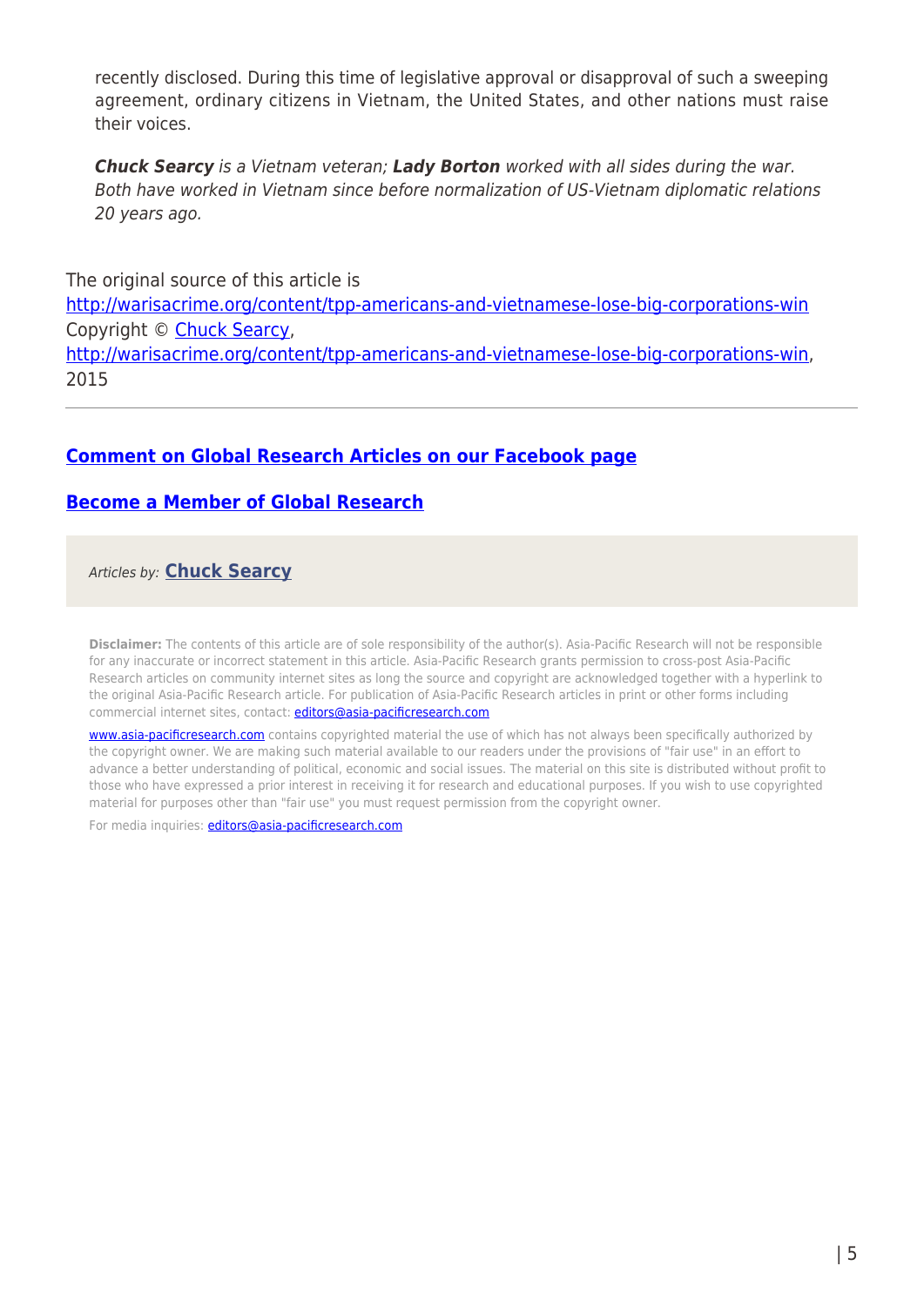recently disclosed. During this time of legislative approval or disapproval of such a sweeping agreement, ordinary citizens in Vietnam, the United States, and other nations must raise their voices.

***Chuck Searcy*** *is a Vietnam veteran;* ***Lady Borton*** *worked with all sides during the war. Both have worked in Vietnam since before normalization of US-Vietnam diplomatic relations 20 years ago.*

The original source of this article is http://warisacrime.org/content/tpp-americans-and-vietnamese-lose-big-corporations-win
Copyright © Chuck Searcy, http://warisacrime.org/content/tpp-americans-and-vietnamese-lose-big-corporations-win, 2015

---

**Comment on Global Research Articles on our Facebook page**

**Become a Member of Global Research**

*Articles by:* **Chuck Searcy**

**Disclaimer:** The contents of this article are of sole responsibility of the author(s). Asia-Pacific Research will not be responsible for any inaccurate or incorrect statement in this article. Asia-Pacific Research grants permission to cross-post Asia-Pacific Research articles on community internet sites as long the source and copyright are acknowledged together with a hyperlink to the original Asia-Pacific Research article. For publication of Asia-Pacific Research articles in print or other forms including commercial internet sites, contact: editors@asia-pacificresearch.com

www.asia-pacificresearch.com contains copyrighted material the use of which has not always been specifically authorized by the copyright owner. We are making such material available to our readers under the provisions of "fair use" in an effort to advance a better understanding of political, economic and social issues. The material on this site is distributed without profit to those who have expressed a prior interest in receiving it for research and educational purposes. If you wish to use copyrighted material for purposes other than "fair use" you must request permission from the copyright owner.

For media inquiries: editors@asia-pacificresearch.com